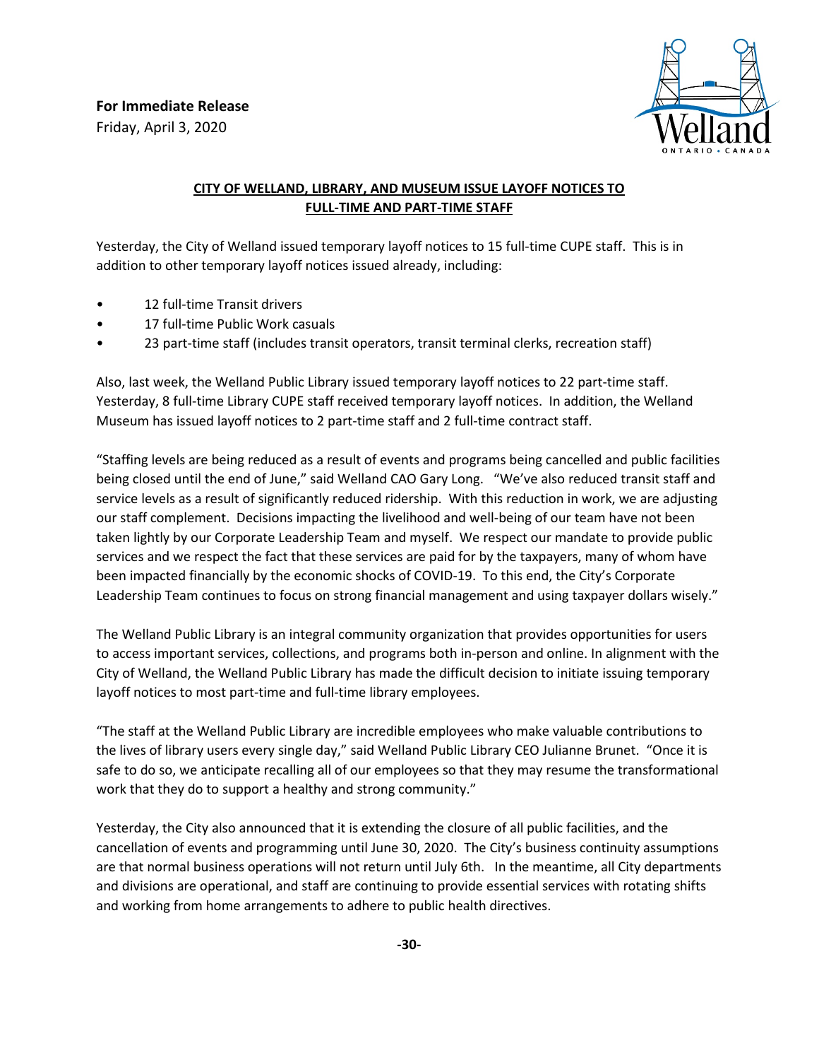**For Immediate Release**
Friday, April 3, 2020

## CITY OF WELLAND, LIBRARY, AND MUSEUM ISSUE LAYOFF NOTICES TO FULL-TIME AND PART-TIME STAFF

Yesterday, the City of Welland issued temporary layoff notices to 15 full-time CUPE staff. This is in addition to other temporary layoff notices issued already, including:

- 12 full-time Transit drivers
- 17 full-time Public Work casuals
- 23 part-time staff (includes transit operators, transit terminal clerks, recreation staff)

Also, last week, the Welland Public Library issued temporary layoff notices to 22 part-time staff. Yesterday, 8 full-time Library CUPE staff received temporary layoff notices. In addition, the Welland Museum has issued layoff notices to 2 part-time staff and 2 full-time contract staff.

"Staffing levels are being reduced as a result of events and programs being cancelled and public facilities being closed until the end of June," said Welland CAO Gary Long. "We've also reduced transit staff and service levels as a result of significantly reduced ridership. With this reduction in work, we are adjusting our staff complement. Decisions impacting the livelihood and well-being of our team have not been taken lightly by our Corporate Leadership Team and myself. We respect our mandate to provide public services and we respect the fact that these services are paid for by the taxpayers, many of whom have been impacted financially by the economic shocks of COVID-19. To this end, the City's Corporate Leadership Team continues to focus on strong financial management and using taxpayer dollars wisely."

The Welland Public Library is an integral community organization that provides opportunities for users to access important services, collections, and programs both in-person and online. In alignment with the City of Welland, the Welland Public Library has made the difficult decision to initiate issuing temporary layoff notices to most part-time and full-time library employees.

"The staff at the Welland Public Library are incredible employees who make valuable contributions to the lives of library users every single day," said Welland Public Library CEO Julianne Brunet. "Once it is safe to do so, we anticipate recalling all of our employees so that they may resume the transformational work that they do to support a healthy and strong community."

Yesterday, the City also announced that it is extending the closure of all public facilities, and the cancellation of events and programming until June 30, 2020. The City's business continuity assumptions are that normal business operations will not return until July 6th. In the meantime, all City departments and divisions are operational, and staff are continuing to provide essential services with rotating shifts and working from home arrangements to adhere to public health directives.

**-30-**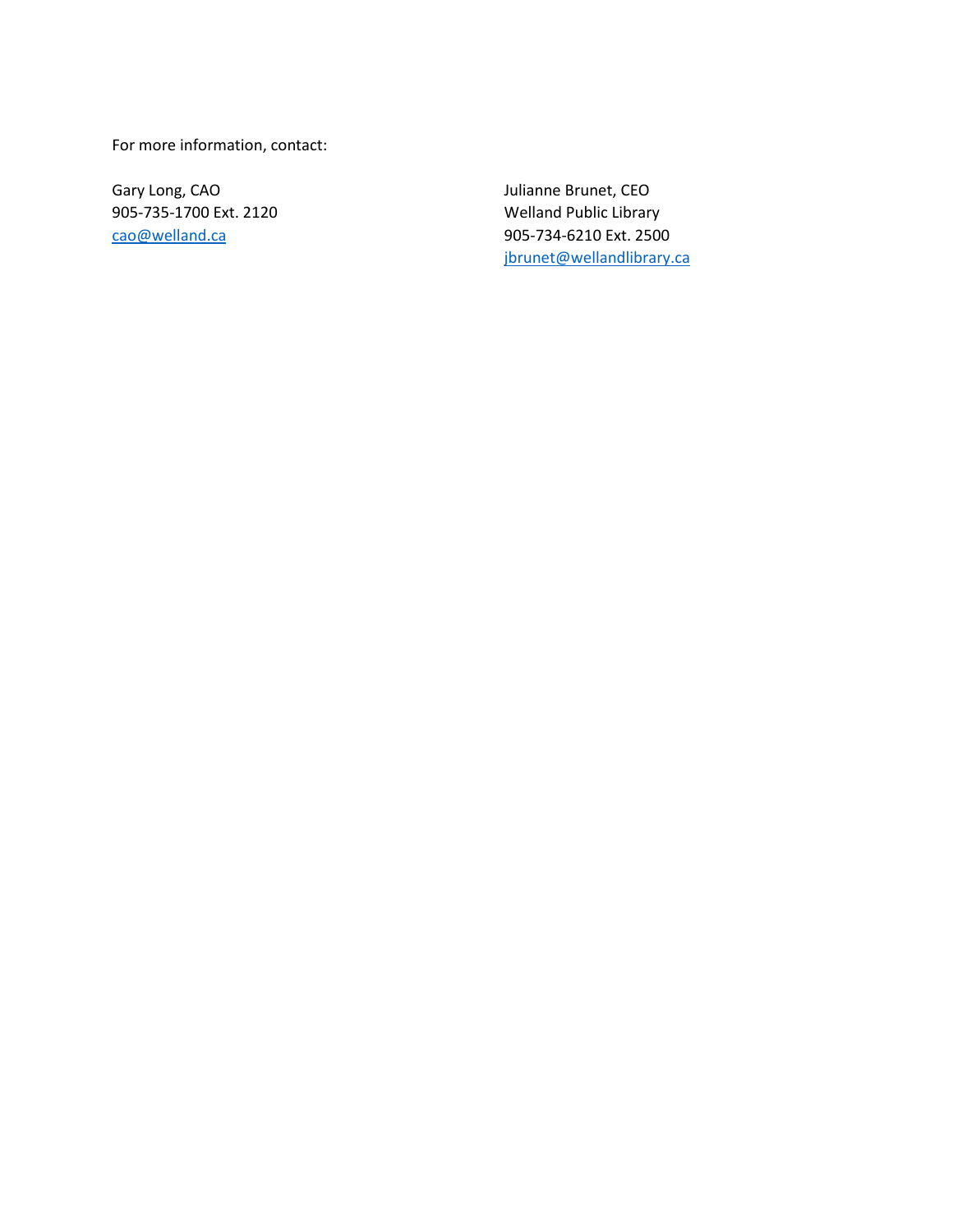For more information, contact:

Gary Long, CAO
905-735-1700 Ext. 2120
cao@welland.ca

Julianne Brunet, CEO
Welland Public Library
905-734-6210 Ext. 2500
jbrunet@wellandlibrary.ca